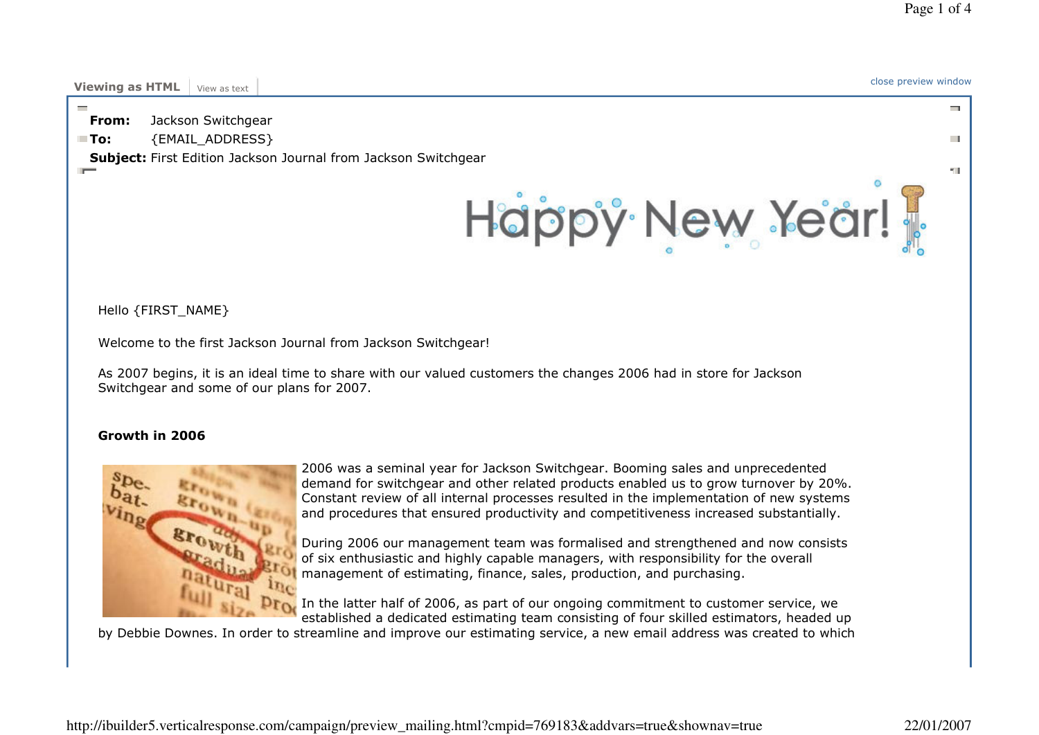Viewing as HTML | View as text

close preview window

**From:** Jackson Switchgear
**To:** {EMAIL_ADDRESS}
**Subject:** First Edition Jackson Journal from Jackson Switchgear

Happy New Year!

Hello {FIRST_NAME}

Welcome to the first Jackson Journal from Jackson Switchgear!

As 2007 begins, it is an ideal time to share with our valued customers the changes 2006 had in store for Jackson Switchgear and some of our plans for 2007.

**Growth in 2006**

2006 was a seminal year for Jackson Switchgear. Booming sales and unprecedented demand for switchgear and other related products enabled us to grow turnover by 20%. Constant review of all internal processes resulted in the implementation of new systems and procedures that ensured productivity and competitiveness increased substantially.

During 2006 our management team was formalised and strengthened and now consists of six enthusiastic and highly capable managers, with responsibility for the overall management of estimating, finance, sales, production, and purchasing.

In the latter half of 2006, as part of our ongoing commitment to customer service, we established a dedicated estimating team consisting of four skilled estimators, headed up by Debbie Downes. In order to streamline and improve our estimating service, a new email address was created to which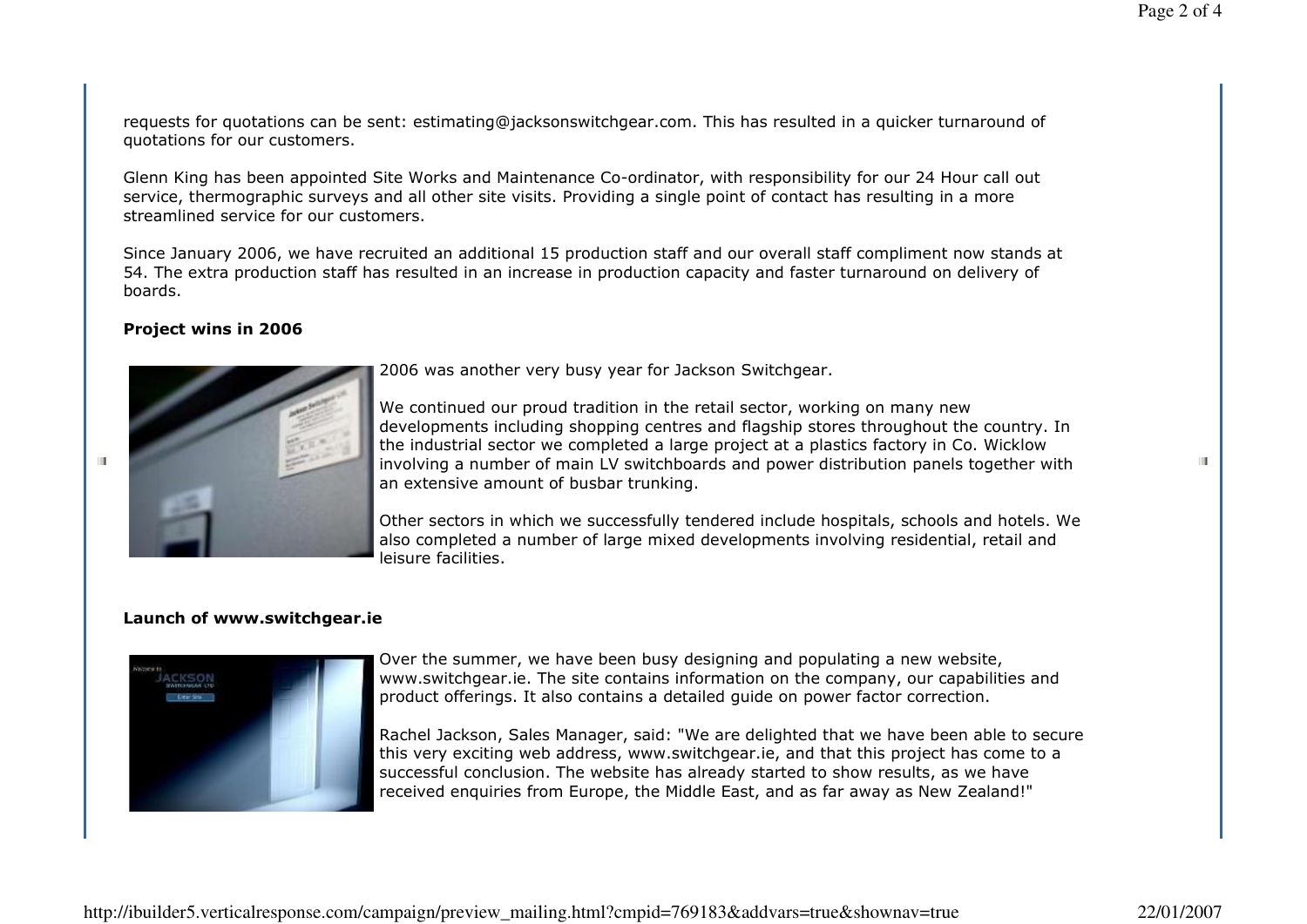requests for quotations can be sent: estimating@jacksonswitchgear.com. This has resulted in a quicker turnaround of quotations for our customers.

Glenn King has been appointed Site Works and Maintenance Co-ordinator, with responsibility for our 24 Hour call out service, thermographic surveys and all other site visits. Providing a single point of contact has resulting in a more streamlined service for our customers.

Since January 2006, we have recruited an additional 15 production staff and our overall staff compliment now stands at 54. The extra production staff has resulted in an increase in production capacity and faster turnaround on delivery of boards.

**Project wins in 2006**

2006 was another very busy year for Jackson Switchgear.

We continued our proud tradition in the retail sector, working on many new developments including shopping centres and flagship stores throughout the country. In the industrial sector we completed a large project at a plastics factory in Co. Wicklow involving a number of main LV switchboards and power distribution panels together with an extensive amount of busbar trunking.

Other sectors in which we successfully tendered include hospitals, schools and hotels. We also completed a number of large mixed developments involving residential, retail and leisure facilities.

**Launch of www.switchgear.ie**

Over the summer, we have been busy designing and populating a new website, www.switchgear.ie. The site contains information on the company, our capabilities and product offerings. It also contains a detailed guide on power factor correction.

Rachel Jackson, Sales Manager, said: "We are delighted that we have been able to secure this very exciting web address, www.switchgear.ie, and that this project has come to a successful conclusion. The website has already started to show results, as we have received enquiries from Europe, the Middle East, and as far away as New Zealand!"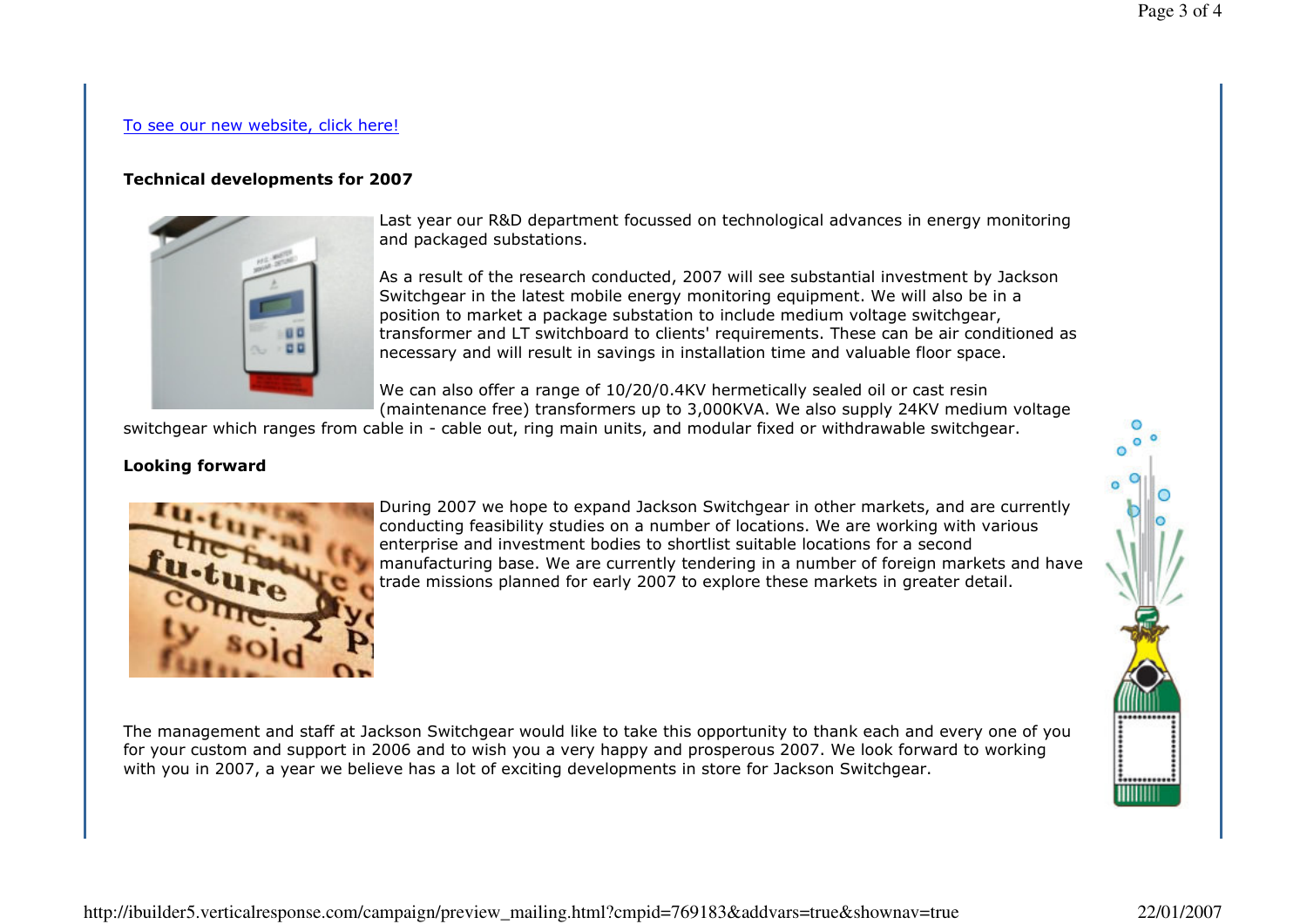[To see our new website, click here!]

**Technical developments for 2007**

Last year our R&D department focussed on technological advances in energy monitoring and packaged substations.

As a result of the research conducted, 2007 will see substantial investment by Jackson Switchgear in the latest mobile energy monitoring equipment. We will also be in a position to market a package substation to include medium voltage switchgear, transformer and LT switchboard to clients' requirements. These can be air conditioned as necessary and will result in savings in installation time and valuable floor space.

We can also offer a range of 10/20/0.4KV hermetically sealed oil or cast resin (maintenance free) transformers up to 3,000KVA. We also supply 24KV medium voltage switchgear which ranges from cable in - cable out, ring main units, and modular fixed or withdrawable switchgear.

**Looking forward**

During 2007 we hope to expand Jackson Switchgear in other markets, and are currently conducting feasibility studies on a number of locations. We are working with various enterprise and investment bodies to shortlist suitable locations for a second manufacturing base. We are currently tendering in a number of foreign markets and have trade missions planned for early 2007 to explore these markets in greater detail.

The management and staff at Jackson Switchgear would like to take this opportunity to thank each and every one of you for your custom and support in 2006 and to wish you a very happy and prosperous 2007. We look forward to working with you in 2007, a year we believe has a lot of exciting developments in store for Jackson Switchgear.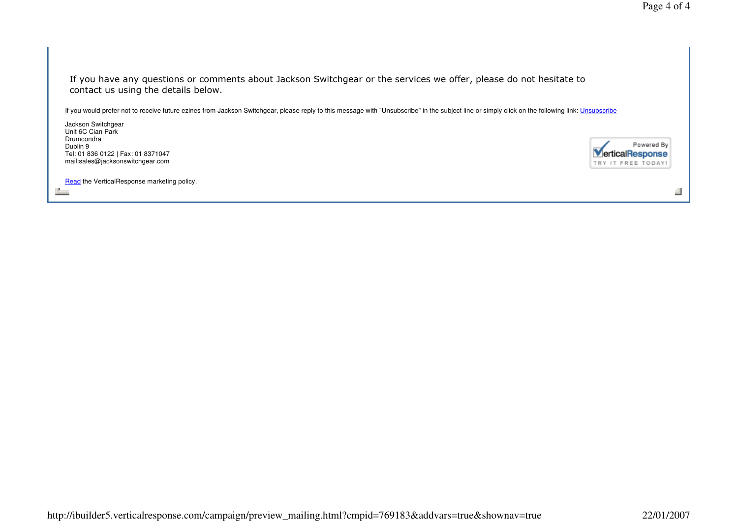If you have any questions or comments about Jackson Switchgear or the services we offer, please do not hesitate to contact us using the details below.

If you would prefer not to receive future ezines from Jackson Switchgear, please reply to this message with "Unsubscribe" in the subject line or simply click on the following link: Unsubscribe

Jackson Switchgear
Unit 6C Cian Park
Drumcondra
Dublin 9
Tel: 01 836 0122 | Fax: 01 8371047
mail:sales@jacksonswitchgear.com

Powered By VerticalResponse TRY IT FREE TODAY!

Read the VerticalResponse marketing policy.